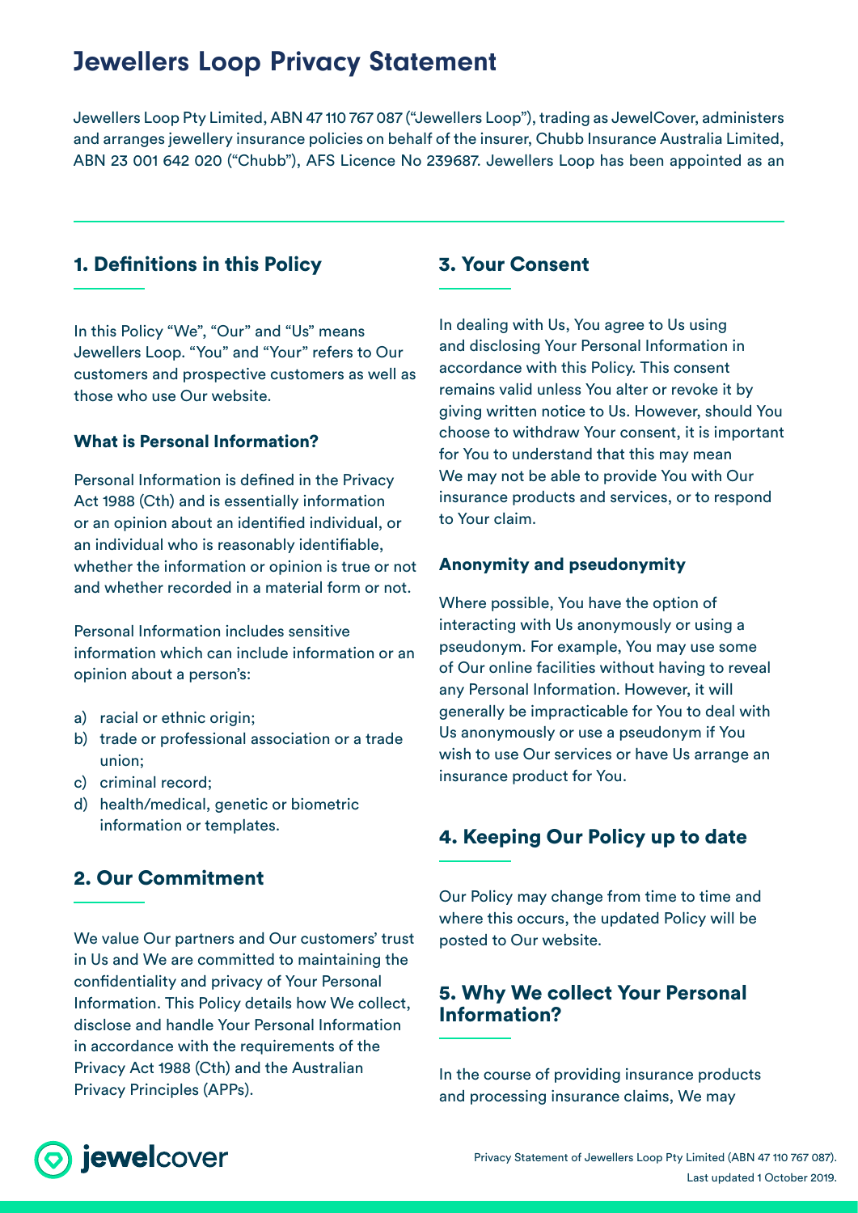# Jewellers Loop Privacy Statement

Jewellers Loop Pty Limited, ABN 47 110 767 087 ("Jewellers Loop"), trading as JewelCover, administers and arranges jewellery insurance policies on behalf of the insurer, Chubb Insurance Australia Limited, ABN 23 001 642 020 ("Chubb"), AFS Licence No 239687. Jewellers Loop has been appointed as an

## 1. Definitions in this Policy

In this Policy "We", "Our" and "Us" means Jewellers Loop. "You" and "Your" refers to Our customers and prospective customers as well as those who use Our website.

### What is Personal Information?

Personal Information is defined in the Privacy Act 1988 (Cth) and is essentially information or an opinion about an identified individual, or an individual who is reasonably identifiable, whether the information or opinion is true or not and whether recorded in a material form or not.

Personal Information includes sensitive information which can include information or an opinion about a person's:

a) racial or ethnic origin;
b) trade or professional association or a trade union;
c) criminal record;
d) health/medical, genetic or biometric information or templates.

## 2. Our Commitment

We value Our partners and Our customers' trust in Us and We are committed to maintaining the confidentiality and privacy of Your Personal Information. This Policy details how We collect, disclose and handle Your Personal Information in accordance with the requirements of the Privacy Act 1988 (Cth) and the Australian Privacy Principles (APPs).

## 3. Your Consent

In dealing with Us, You agree to Us using and disclosing Your Personal Information in accordance with this Policy. This consent remains valid unless You alter or revoke it by giving written notice to Us. However, should You choose to withdraw Your consent, it is important for You to understand that this may mean We may not be able to provide You with Our insurance products and services, or to respond to Your claim.

### Anonymity and pseudonymity

Where possible, You have the option of interacting with Us anonymously or using a pseudonym. For example, You may use some of Our online facilities without having to reveal any Personal Information. However, it will generally be impracticable for You to deal with Us anonymously or use a pseudonym if You wish to use Our services or have Us arrange an insurance product for You.

## 4. Keeping Our Policy up to date

Our Policy may change from time to time and where this occurs, the updated Policy will be posted to Our website.

## 5. Why We collect Your Personal Information?

In the course of providing insurance products and processing insurance claims, We may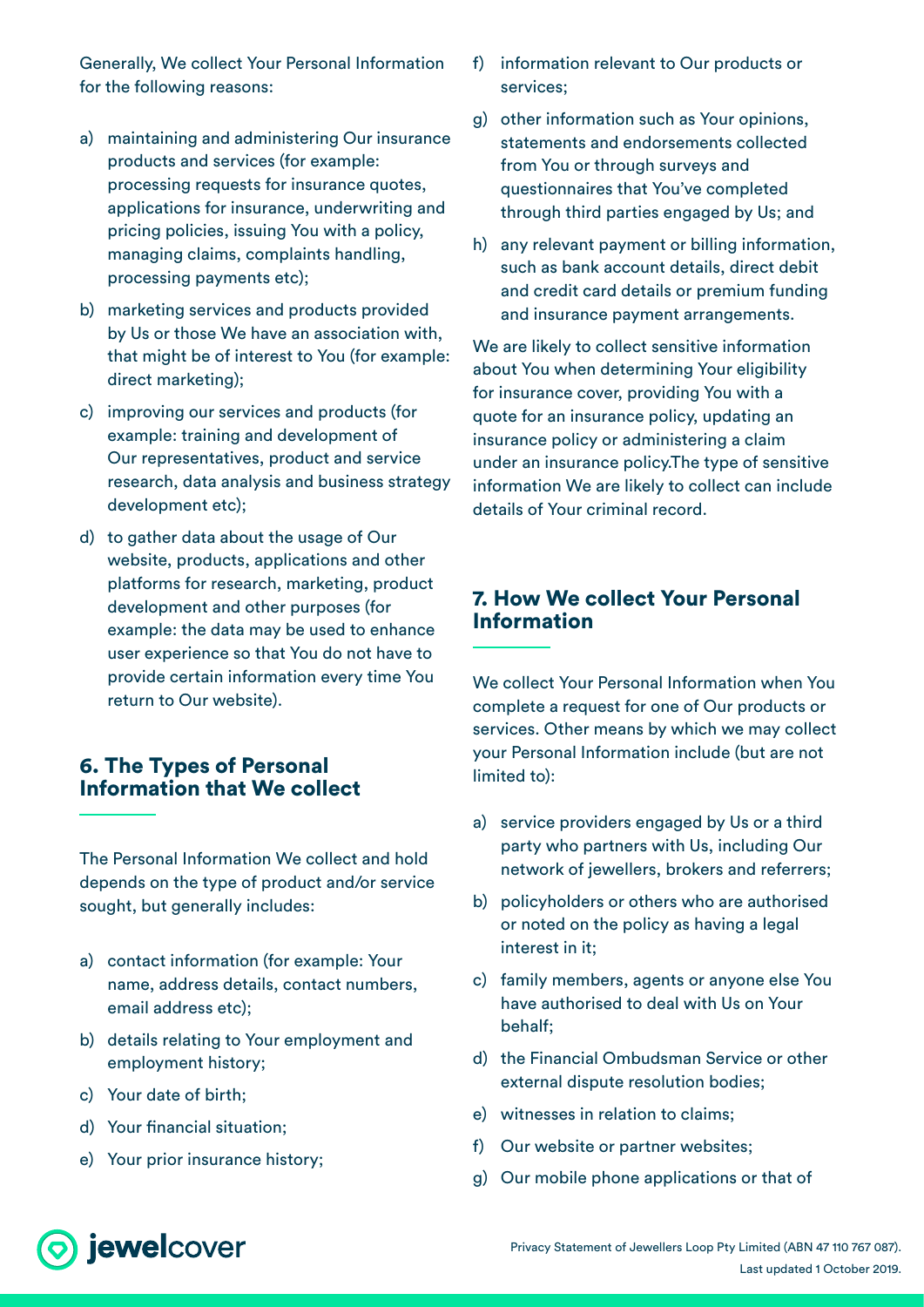Generally, We collect Your Personal Information for the following reasons:

a) maintaining and administering Our insurance products and services (for example: processing requests for insurance quotes, applications for insurance, underwriting and pricing policies, issuing You with a policy, managing claims, complaints handling, processing payments etc);

b) marketing services and products provided by Us or those We have an association with, that might be of interest to You (for example: direct marketing);

c) improving our services and products (for example: training and development of Our representatives, product and service research, data analysis and business strategy development etc);

d) to gather data about the usage of Our website, products, applications and other platforms for research, marketing, product development and other purposes (for example: the data may be used to enhance user experience so that You do not have to provide certain information every time You return to Our website).

## 6. The Types of Personal Information that We collect

The Personal Information We collect and hold depends on the type of product and/or service sought, but generally includes:

a) contact information (for example: Your name, address details, contact numbers, email address etc);

b) details relating to Your employment and employment history;

c) Your date of birth;

d) Your financial situation;

e) Your prior insurance history;

f) information relevant to Our products or services;

g) other information such as Your opinions, statements and endorsements collected from You or through surveys and questionnaires that You've completed through third parties engaged by Us; and

h) any relevant payment or billing information, such as bank account details, direct debit and credit card details or premium funding and insurance payment arrangements.

We are likely to collect sensitive information about You when determining Your eligibility for insurance cover, providing You with a quote for an insurance policy, updating an insurance policy or administering a claim under an insurance policy.The type of sensitive information We are likely to collect can include details of Your criminal record.

## 7. How We collect Your Personal Information

We collect Your Personal Information when You complete a request for one of Our products or services. Other means by which we may collect your Personal Information include (but are not limited to):

a) service providers engaged by Us or a third party who partners with Us, including Our network of jewellers, brokers and referrers;

b) policyholders or others who are authorised or noted on the policy as having a legal interest in it;

c) family members, agents or anyone else You have authorised to deal with Us on Your behalf;

d) the Financial Ombudsman Service or other external dispute resolution bodies;

e) witnesses in relation to claims;

f) Our website or partner websites;

g) Our mobile phone applications or that of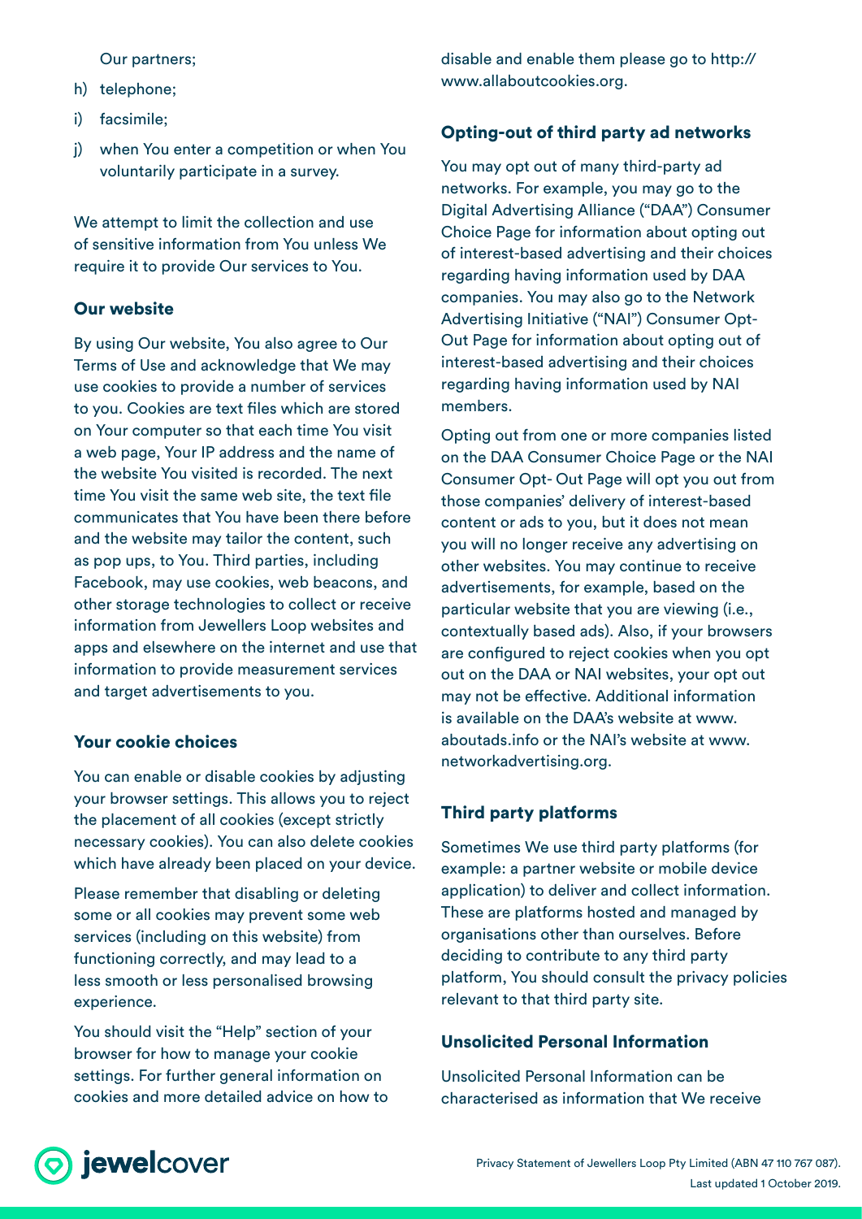Our partners;

h) telephone;

i) facsimile;

j) when You enter a competition or when You voluntarily participate in a survey.

We attempt to limit the collection and use of sensitive information from You unless We require it to provide Our services to You.

### Our website

By using Our website, You also agree to Our Terms of Use and acknowledge that We may use cookies to provide a number of services to you. Cookies are text files which are stored on Your computer so that each time You visit a web page, Your IP address and the name of the website You visited is recorded. The next time You visit the same web site, the text file communicates that You have been there before and the website may tailor the content, such as pop ups, to You. Third parties, including Facebook, may use cookies, web beacons, and other storage technologies to collect or receive information from Jewellers Loop websites and apps and elsewhere on the internet and use that information to provide measurement services and target advertisements to you.

### Your cookie choices

You can enable or disable cookies by adjusting your browser settings. This allows you to reject the placement of all cookies (except strictly necessary cookies). You can also delete cookies which have already been placed on your device.

Please remember that disabling or deleting some or all cookies may prevent some web services (including on this website) from functioning correctly, and may lead to a less smooth or less personalised browsing experience.

You should visit the "Help" section of your browser for how to manage your cookie settings. For further general information on cookies and more detailed advice on how to disable and enable them please go to http://www.allaboutcookies.org.

### Opting-out of third party ad networks

You may opt out of many third-party ad networks. For example, you may go to the Digital Advertising Alliance ("DAA") Consumer Choice Page for information about opting out of interest-based advertising and their choices regarding having information used by DAA companies. You may also go to the Network Advertising Initiative ("NAI") Consumer Opt-Out Page for information about opting out of interest-based advertising and their choices regarding having information used by NAI members.

Opting out from one or more companies listed on the DAA Consumer Choice Page or the NAI Consumer Opt- Out Page will opt you out from those companies' delivery of interest-based content or ads to you, but it does not mean you will no longer receive any advertising on other websites. You may continue to receive advertisements, for example, based on the particular website that you are viewing (i.e., contextually based ads). Also, if your browsers are configured to reject cookies when you opt out on the DAA or NAI websites, your opt out may not be effective. Additional information is available on the DAA's website at www.aboutads.info or the NAI's website at www.networkadvertising.org.

### Third party platforms

Sometimes We use third party platforms (for example: a partner website or mobile device application) to deliver and collect information. These are platforms hosted and managed by organisations other than ourselves. Before deciding to contribute to any third party platform, You should consult the privacy policies relevant to that third party site.

### Unsolicited Personal Information

Unsolicited Personal Information can be characterised as information that We receive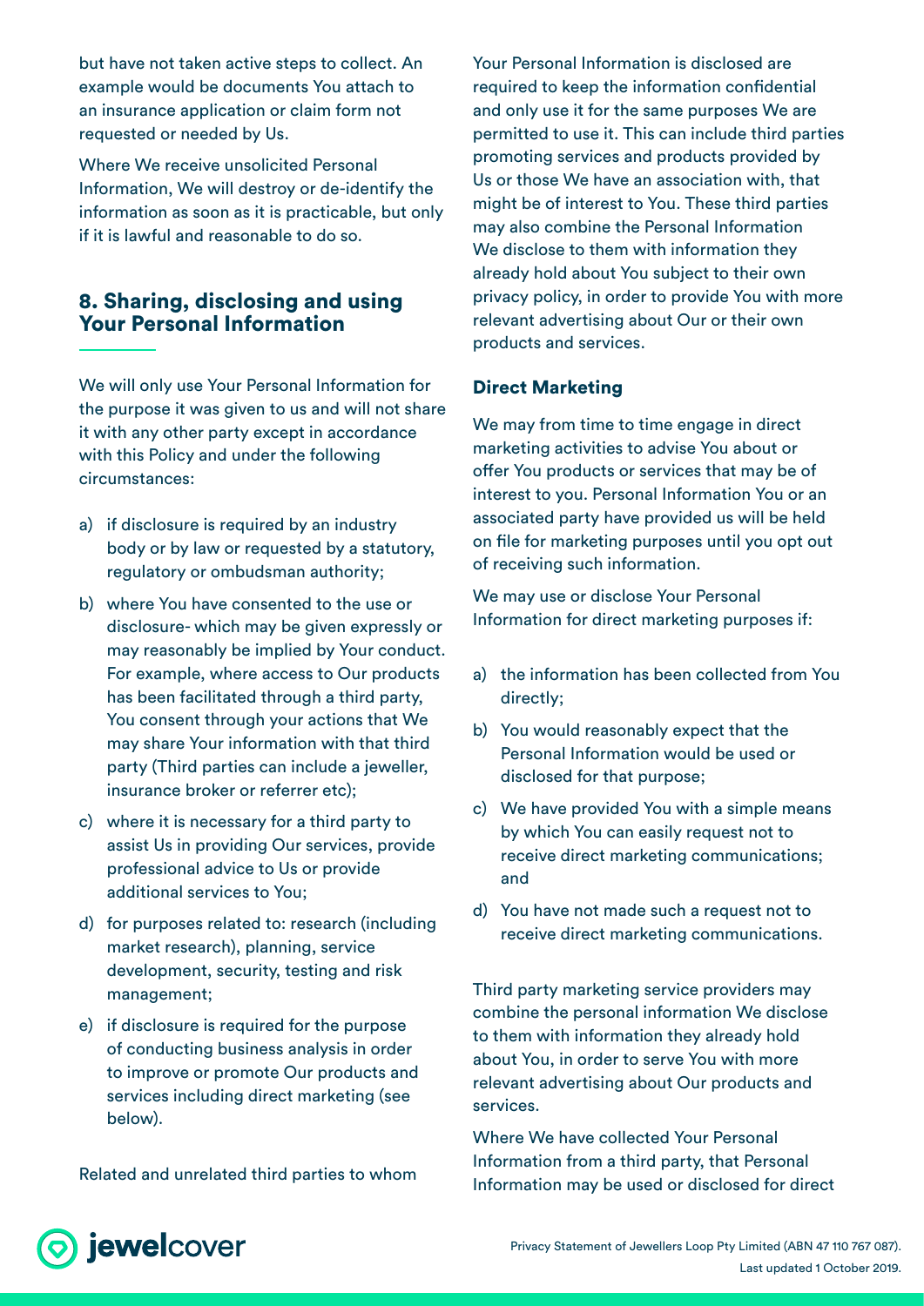but have not taken active steps to collect. An example would be documents You attach to an insurance application or claim form not requested or needed by Us.

Where We receive unsolicited Personal Information, We will destroy or de-identify the information as soon as it is practicable, but only if it is lawful and reasonable to do so.

## 8. Sharing, disclosing and using Your Personal Information

We will only use Your Personal Information for the purpose it was given to us and will not share it with any other party except in accordance with this Policy and under the following circumstances:

a) if disclosure is required by an industry body or by law or requested by a statutory, regulatory or ombudsman authority;

b) where You have consented to the use or disclosure- which may be given expressly or may reasonably be implied by Your conduct. For example, where access to Our products has been facilitated through a third party, You consent through your actions that We may share Your information with that third party (Third parties can include a jeweller, insurance broker or referrer etc);

c) where it is necessary for a third party to assist Us in providing Our services, provide professional advice to Us or provide additional services to You;

d) for purposes related to: research (including market research), planning, service development, security, testing and risk management;

e) if disclosure is required for the purpose of conducting business analysis in order to improve or promote Our products and services including direct marketing (see below).

Related and unrelated third parties to whom Your Personal Information is disclosed are required to keep the information confidential and only use it for the same purposes We are permitted to use it. This can include third parties promoting services and products provided by Us or those We have an association with, that might be of interest to You. These third parties may also combine the Personal Information We disclose to them with information they already hold about You subject to their own privacy policy, in order to provide You with more relevant advertising about Our or their own products and services.

### Direct Marketing

We may from time to time engage in direct marketing activities to advise You about or offer You products or services that may be of interest to you. Personal Information You or an associated party have provided us will be held on file for marketing purposes until you opt out of receiving such information.

We may use or disclose Your Personal Information for direct marketing purposes if:

a) the information has been collected from You directly;

b) You would reasonably expect that the Personal Information would be used or disclosed for that purpose;

c) We have provided You with a simple means by which You can easily request not to receive direct marketing communications; and

d) You have not made such a request not to receive direct marketing communications.

Third party marketing service providers may combine the personal information We disclose to them with information they already hold about You, in order to serve You with more relevant advertising about Our products and services.

Where We have collected Your Personal Information from a third party, that Personal Information may be used or disclosed for direct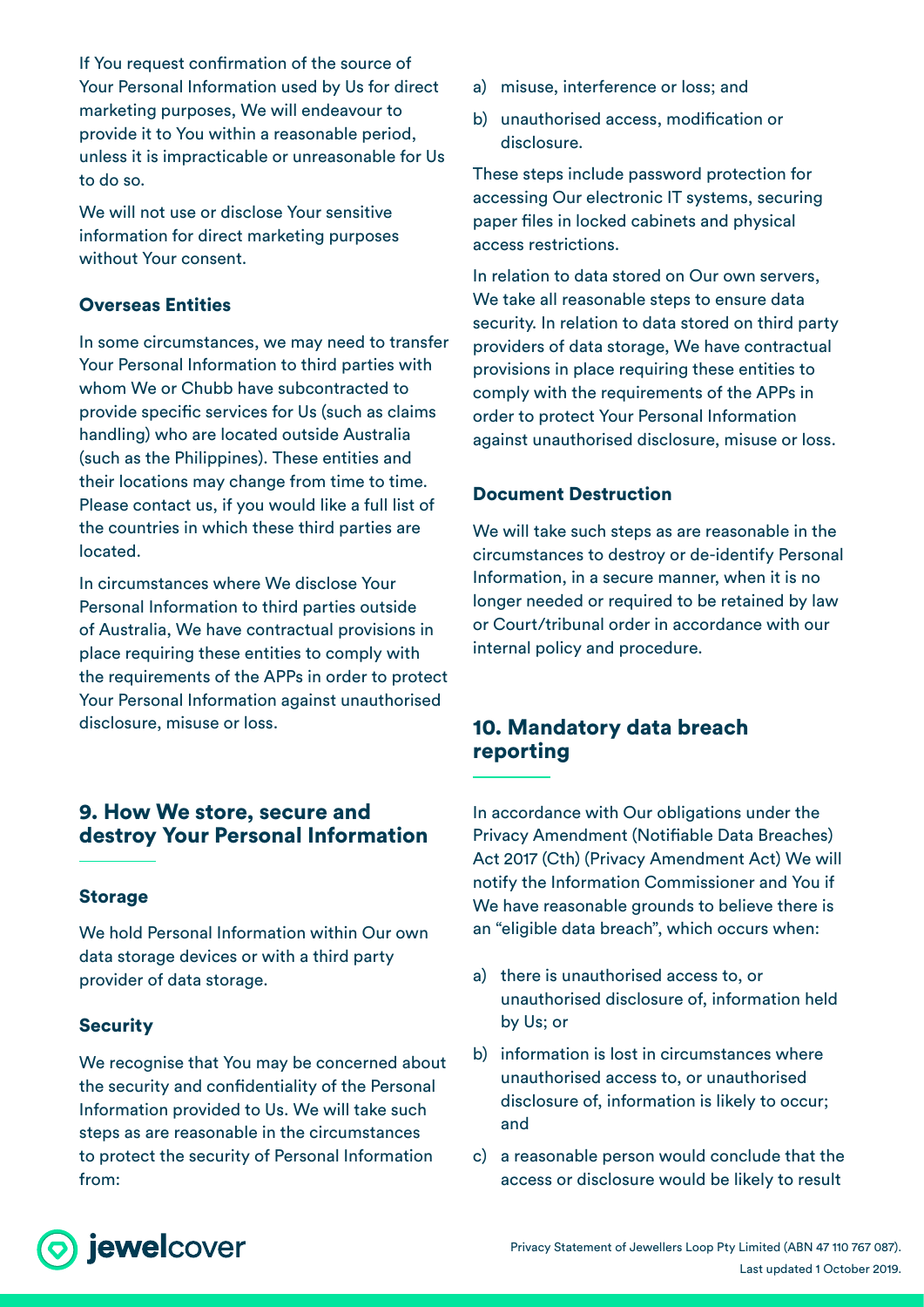If You request confirmation of the source of Your Personal Information used by Us for direct marketing purposes, We will endeavour to provide it to You within a reasonable period, unless it is impracticable or unreasonable for Us to do so.

We will not use or disclose Your sensitive information for direct marketing purposes without Your consent.

### Overseas Entities

In some circumstances, we may need to transfer Your Personal Information to third parties with whom We or Chubb have subcontracted to provide specific services for Us (such as claims handling) who are located outside Australia (such as the Philippines). These entities and their locations may change from time to time. Please contact us, if you would like a full list of the countries in which these third parties are located.

In circumstances where We disclose Your Personal Information to third parties outside of Australia, We have contractual provisions in place requiring these entities to comply with the requirements of the APPs in order to protect Your Personal Information against unauthorised disclosure, misuse or loss.

## 9. How We store, secure and destroy Your Personal Information

### Storage

We hold Personal Information within Our own data storage devices or with a third party provider of data storage.

### Security

We recognise that You may be concerned about the security and confidentiality of the Personal Information provided to Us. We will take such steps as are reasonable in the circumstances to protect the security of Personal Information from:

a) misuse, interference or loss; and
b) unauthorised access, modification or disclosure.

These steps include password protection for accessing Our electronic IT systems, securing paper files in locked cabinets and physical access restrictions.

In relation to data stored on Our own servers, We take all reasonable steps to ensure data security. In relation to data stored on third party providers of data storage, We have contractual provisions in place requiring these entities to comply with the requirements of the APPs in order to protect Your Personal Information against unauthorised disclosure, misuse or loss.

### Document Destruction

We will take such steps as are reasonable in the circumstances to destroy or de-identify Personal Information, in a secure manner, when it is no longer needed or required to be retained by law or Court/tribunal order in accordance with our internal policy and procedure.

## 10. Mandatory data breach reporting

In accordance with Our obligations under the Privacy Amendment (Notifiable Data Breaches) Act 2017 (Cth) (Privacy Amendment Act) We will notify the Information Commissioner and You if We have reasonable grounds to believe there is an "eligible data breach", which occurs when:

a) there is unauthorised access to, or unauthorised disclosure of, information held by Us; or
b) information is lost in circumstances where unauthorised access to, or unauthorised disclosure of, information is likely to occur; and
c) a reasonable person would conclude that the access or disclosure would be likely to result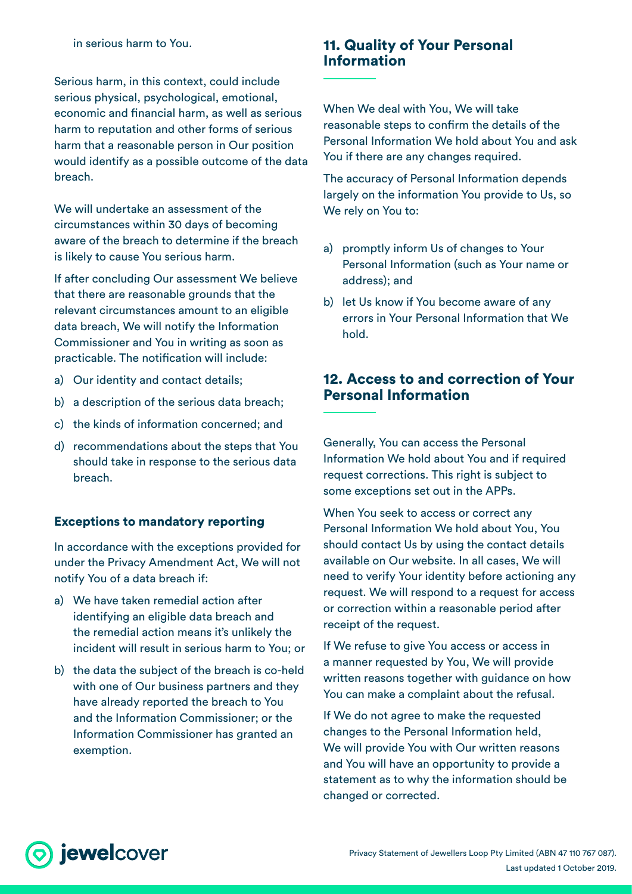in serious harm to You.

Serious harm, in this context, could include serious physical, psychological, emotional, economic and financial harm, as well as serious harm to reputation and other forms of serious harm that a reasonable person in Our position would identify as a possible outcome of the data breach.

We will undertake an assessment of the circumstances within 30 days of becoming aware of the breach to determine if the breach is likely to cause You serious harm.

If after concluding Our assessment We believe that there are reasonable grounds that the relevant circumstances amount to an eligible data breach, We will notify the Information Commissioner and You in writing as soon as practicable. The notification will include:

a) Our identity and contact details;
b) a description of the serious data breach;
c) the kinds of information concerned; and
d) recommendations about the steps that You should take in response to the serious data breach.

### Exceptions to mandatory reporting

In accordance with the exceptions provided for under the Privacy Amendment Act, We will not notify You of a data breach if:

a) We have taken remedial action after identifying an eligible data breach and the remedial action means it's unlikely the incident will result in serious harm to You; or
b) the data the subject of the breach is co-held with one of Our business partners and they have already reported the breach to You and the Information Commissioner; or the Information Commissioner has granted an exemption.

## 11. Quality of Your Personal Information

When We deal with You, We will take reasonable steps to confirm the details of the Personal Information We hold about You and ask You if there are any changes required.

The accuracy of Personal Information depends largely on the information You provide to Us, so We rely on You to:

a) promptly inform Us of changes to Your Personal Information (such as Your name or address); and
b) let Us know if You become aware of any errors in Your Personal Information that We hold.

## 12. Access to and correction of Your Personal Information

Generally, You can access the Personal Information We hold about You and if required request corrections. This right is subject to some exceptions set out in the APPs.

When You seek to access or correct any Personal Information We hold about You, You should contact Us by using the contact details available on Our website. In all cases, We will need to verify Your identity before actioning any request. We will respond to a request for access or correction within a reasonable period after receipt of the request.

If We refuse to give You access or access in a manner requested by You, We will provide written reasons together with guidance on how You can make a complaint about the refusal.

If We do not agree to make the requested changes to the Personal Information held, We will provide You with Our written reasons and You will have an opportunity to provide a statement as to why the information should be changed or corrected.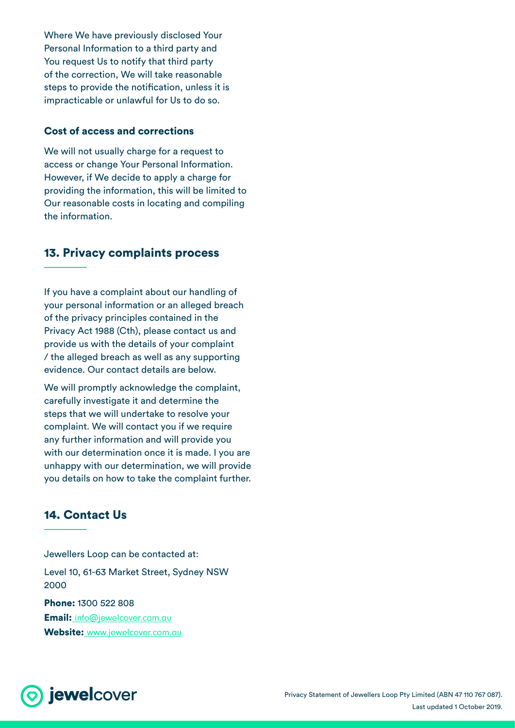Where We have previously disclosed Your Personal Information to a third party and You request Us to notify that third party of the correction, We will take reasonable steps to provide the notification, unless it is impracticable or unlawful for Us to do so.

### Cost of access and corrections

We will not usually charge for a request to access or change Your Personal Information. However, if We decide to apply a charge for providing the information, this will be limited to Our reasonable costs in locating and compiling the information.

## 13. Privacy complaints process

If you have a complaint about our handling of your personal information or an alleged breach of the privacy principles contained in the Privacy Act 1988 (Cth), please contact us and provide us with the details of your complaint / the alleged breach as well as any supporting evidence. Our contact details are below.

We will promptly acknowledge the complaint, carefully investigate it and determine the steps that we will undertake to resolve your complaint. We will contact you if we require any further information and will provide you with our determination once it is made. I you are unhappy with our determination, we will provide you details on how to take the complaint further.

## 14. Contact Us

Jewellers Loop can be contacted at:

Level 10, 61-63 Market Street, Sydney NSW 2000

**Phone:** 1300 522 808
**Email:** info@jewelcover.com.au
**Website:** www.jewelcover.com.au

jewelcover

Privacy Statement of Jewellers Loop Pty Limited (ABN 47 110 767 087).
Last updated 1 October 2019.